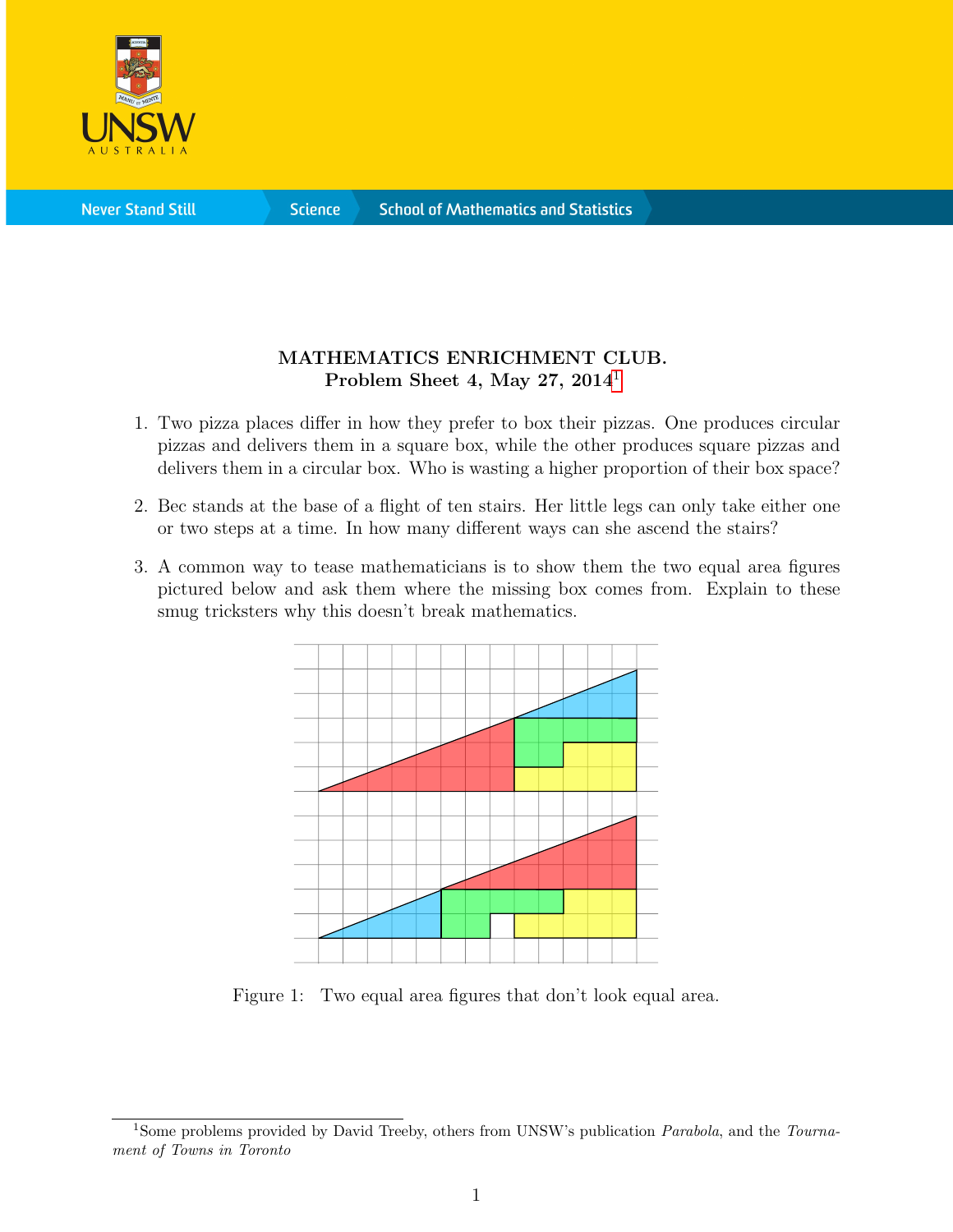**MATHEMATICS ENRICHMENT CLUB.**
**Problem Sheet 4, May 27, 2014**[1]

1. Two pizza places differ in how they prefer to box their pizzas. One produces circular pizzas and delivers them in a square box, while the other produces square pizzas and delivers them in a circular box. Who is wasting a higher proportion of their box space?

2. Bec stands at the base of a flight of ten stairs. Her little legs can only take either one or two steps at a time. In how many different ways can she ascend the stairs?

3. A common way to tease mathematicians is to show them the two equal area figures pictured below and ask them where the missing box comes from. Explain to these smug tricksters why this doesn't break mathematics.

Figure 1: Two equal area figures that don't look equal area.

[1] Some problems provided by David Treeby, others from UNSW's publication *Parabola*, and the *Tournament of Towns in Toronto*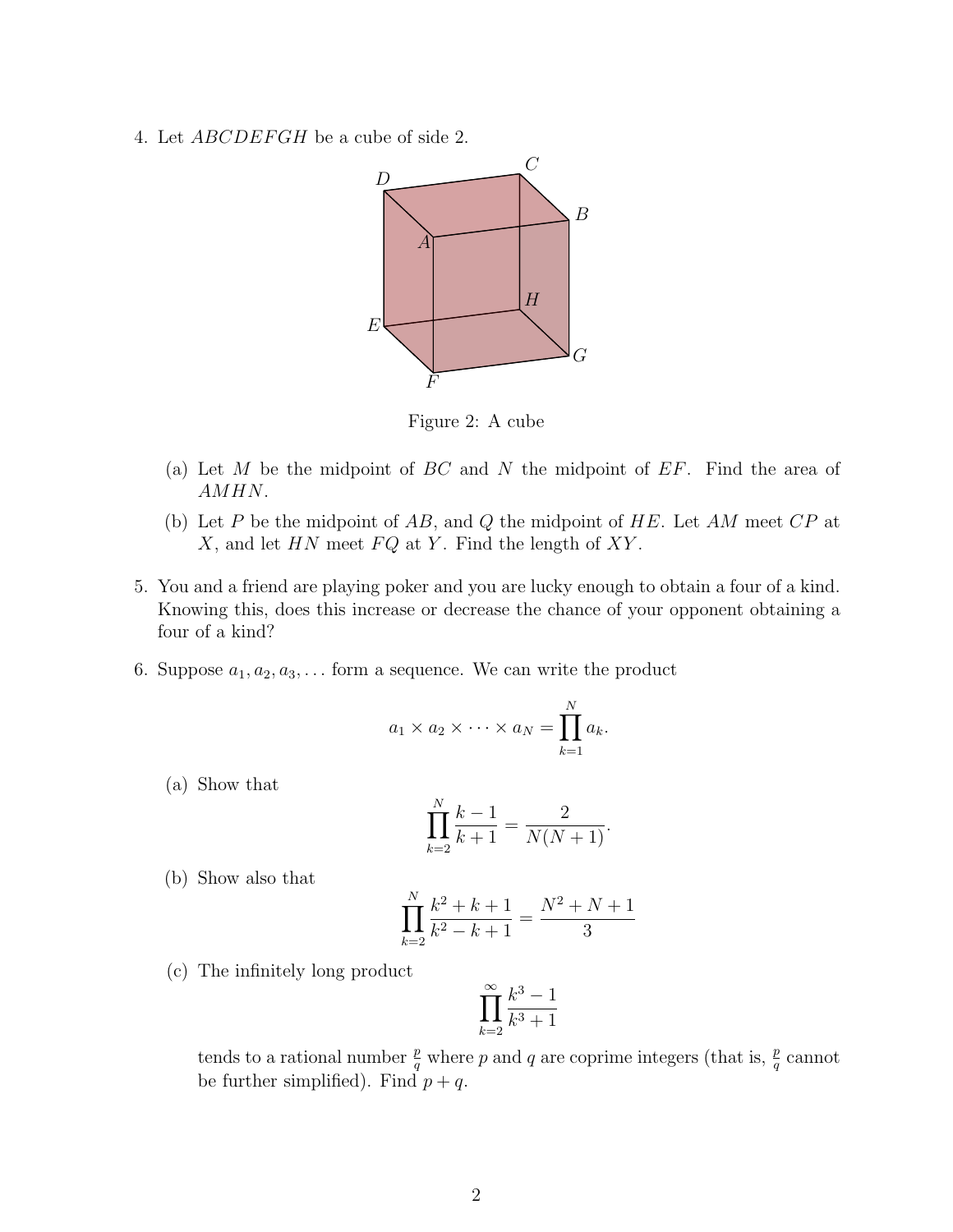4. Let $ABCDEFGH$ be a cube of side 2.

Figure 2: A cube

(a) Let $M$ be the midpoint of $BC$ and $N$ the midpoint of $EF$. Find the area of $AMHN$.

(b) Let $P$ be the midpoint of $AB$, and $Q$ the midpoint of $HE$. Let $AM$ meet $CP$ at $X$, and let $HN$ meet $FQ$ at $Y$. Find the length of $XY$.

5. You and a friend are playing poker and you are lucky enough to obtain a four of a kind. Knowing this, does this increase or decrease the chance of your opponent obtaining a four of a kind?

6. Suppose $a_1, a_2, a_3, \ldots$ form a sequence. We can write the product

$$a_1 \times a_2 \times \cdots \times a_N = \prod_{k=1}^{N} a_k.$$

(a) Show that

$$\prod_{k=2}^{N} \frac{k-1}{k+1} = \frac{2}{N(N+1)}.$$

(b) Show also that

$$\prod_{k=2}^{N} \frac{k^2+k+1}{k^2-k+1} = \frac{N^2+N+1}{3}$$

(c) The infinitely long product

$$\prod_{k=2}^{\infty} \frac{k^3-1}{k^3+1}$$

tends to a rational number $\frac{p}{q}$ where $p$ and $q$ are coprime integers (that is, $\frac{p}{q}$ cannot be further simplified). Find $p+q$.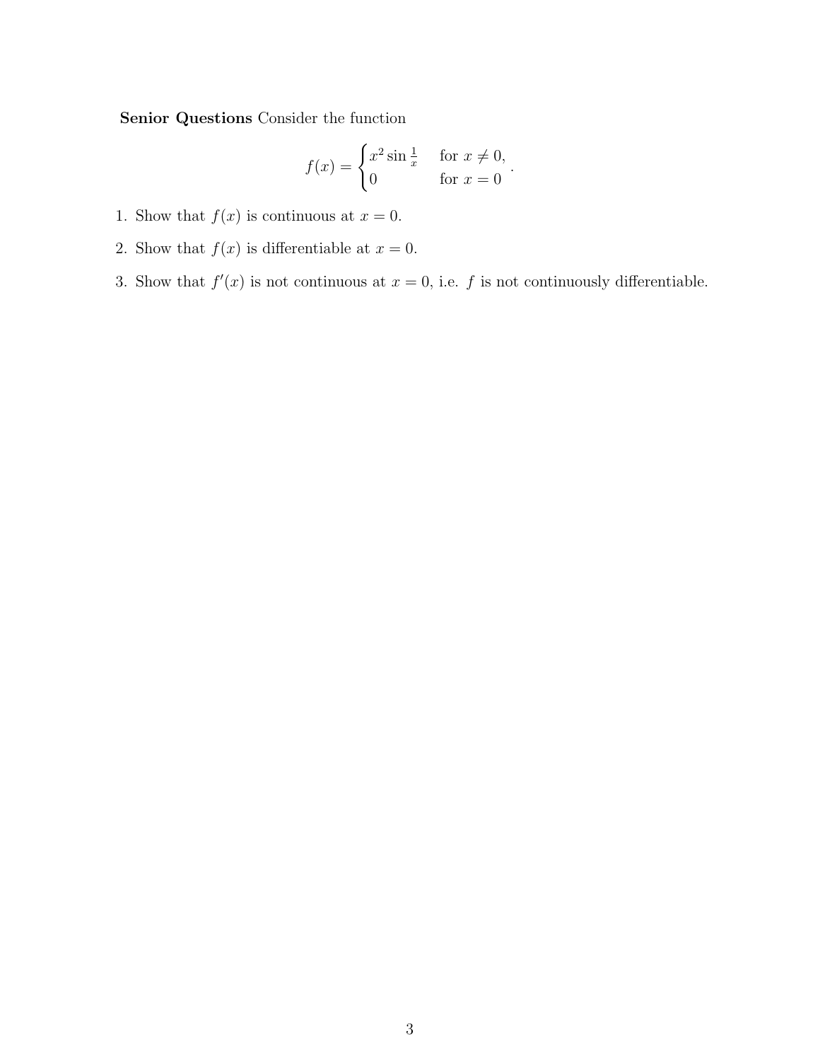**Senior Questions** Consider the function

$$f(x) = \begin{cases} x^2 \sin \frac{1}{x} & \text{for } x \neq 0, \\ 0 & \text{for } x = 0 \end{cases}.$$

1. Show that $f(x)$ is continuous at $x = 0$.
2. Show that $f(x)$ is differentiable at $x = 0$.
3. Show that $f'(x)$ is not continuous at $x = 0$, i.e. $f$ is not continuously differentiable.